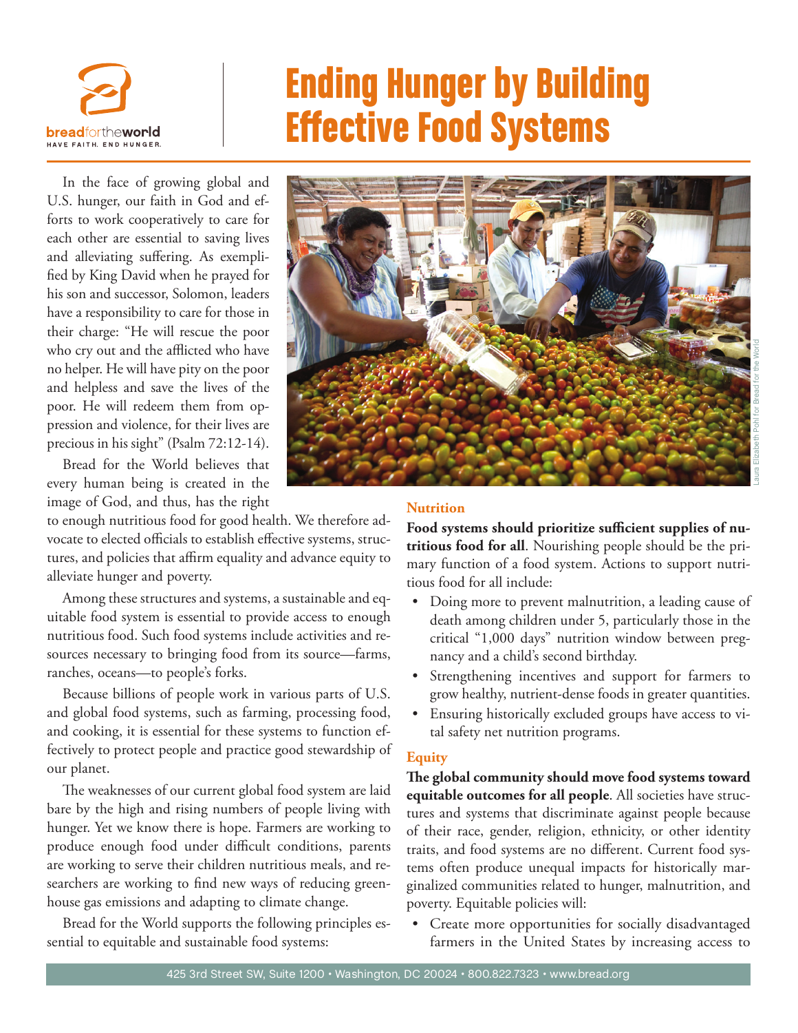# Ending Hunger by Building Effective Food Systems

In the face of growing global and U.S. hunger, our faith in God and efforts to work cooperatively to care for each other are essential to saving lives and alleviating suffering. As exemplified by King David when he prayed for his son and successor, Solomon, leaders have a responsibility to care for those in their charge: "He will rescue the poor who cry out and the afflicted who have no helper. He will have pity on the poor and helpless and save the lives of the poor. He will redeem them from oppression and violence, for their lives are precious in his sight" (Psalm 72:12-14).

Bread for the World believes that every human being is created in the image of God, and thus, has the right to enough nutritious food for good health. We therefore advocate to elected officials to establish effective systems, structures, and policies that affirm equality and advance equity to alleviate hunger and poverty.

Among these structures and systems, a sustainable and equitable food system is essential to provide access to enough nutritious food. Such food systems include activities and resources necessary to bringing food from its source—farms, ranches, oceans—to people's forks.

Because billions of people work in various parts of U.S. and global food systems, such as farming, processing food, and cooking, it is essential for these systems to function effectively to protect people and practice good stewardship of our planet.

The weaknesses of our current global food system are laid bare by the high and rising numbers of people living with hunger. Yet we know there is hope. Farmers are working to produce enough food under difficult conditions, parents are working to serve their children nutritious meals, and researchers are working to find new ways of reducing greenhouse gas emissions and adapting to climate change.

Bread for the World supports the following principles essential to equitable and sustainable food systems:

Laura Elizabeth Pohl for Bread for the World

### Nutrition

**Food systems should prioritize sufficient supplies of nutritious food for all**. Nourishing people should be the primary function of a food system. Actions to support nutritious food for all include:

- Doing more to prevent malnutrition, a leading cause of death among children under 5, particularly those in the critical "1,000 days" nutrition window between pregnancy and a child's second birthday.
- Strengthening incentives and support for farmers to grow healthy, nutrient-dense foods in greater quantities.
- Ensuring historically excluded groups have access to vital safety net nutrition programs.

### Equity

**The global community should move food systems toward equitable outcomes for all people**. All societies have structures and systems that discriminate against people because of their race, gender, religion, ethnicity, or other identity traits, and food systems are no different. Current food systems often produce unequal impacts for historically marginalized communities related to hunger, malnutrition, and poverty. Equitable policies will:

- Create more opportunities for socially disadvantaged farmers in the United States by increasing access to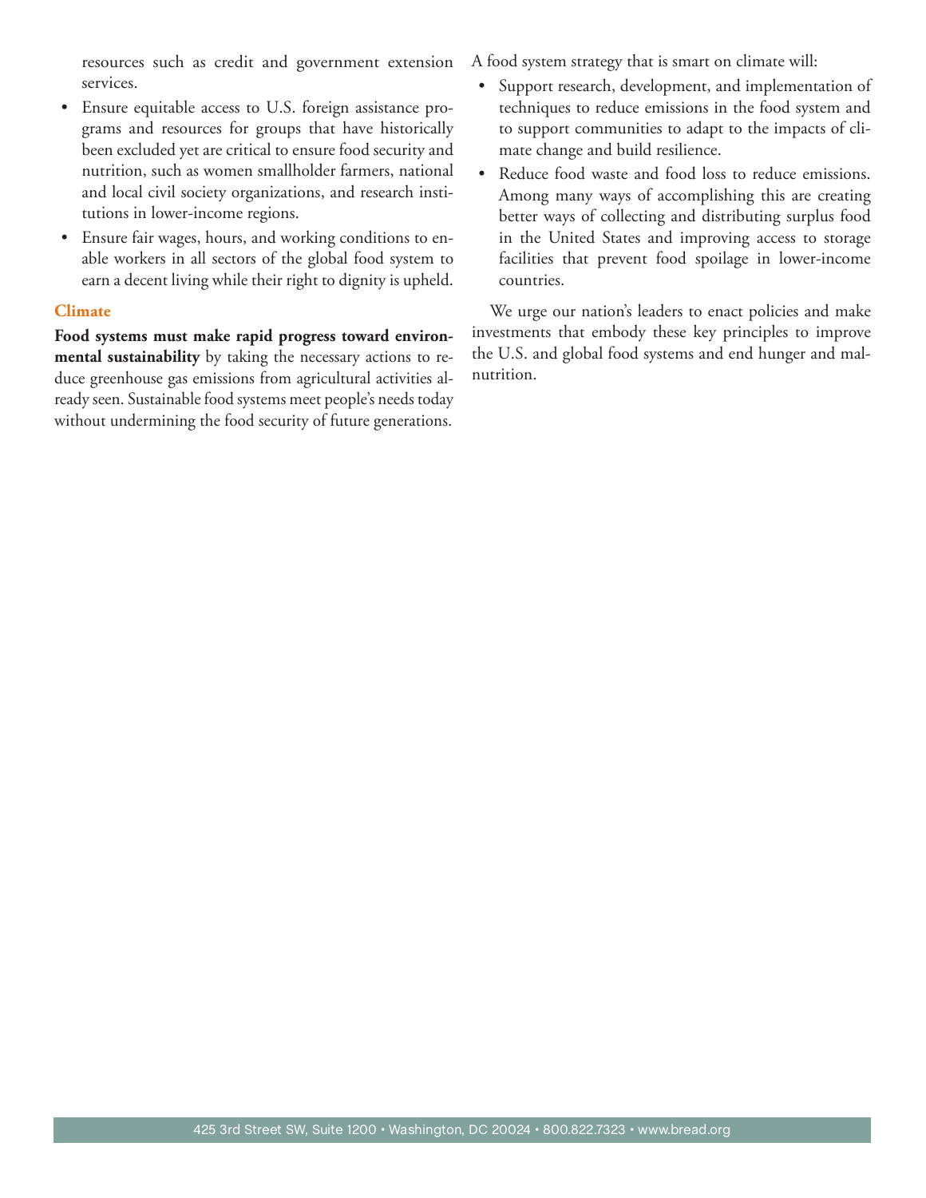resources such as credit and government extension services.

- Ensure equitable access to U.S. foreign assistance programs and resources for groups that have historically been excluded yet are critical to ensure food security and nutrition, such as women smallholder farmers, national and local civil society organizations, and research institutions in lower-income regions.
- Ensure fair wages, hours, and working conditions to enable workers in all sectors of the global food system to earn a decent living while their right to dignity is upheld.

### Climate

**Food systems must make rapid progress toward environmental sustainability** by taking the necessary actions to reduce greenhouse gas emissions from agricultural activities already seen. Sustainable food systems meet people's needs today without undermining the food security of future generations.

A food system strategy that is smart on climate will:

- Support research, development, and implementation of techniques to reduce emissions in the food system and to support communities to adapt to the impacts of climate change and build resilience.
- Reduce food waste and food loss to reduce emissions. Among many ways of accomplishing this are creating better ways of collecting and distributing surplus food in the United States and improving access to storage facilities that prevent food spoilage in lower-income countries.

We urge our nation's leaders to enact policies and make investments that embody these key principles to improve the U.S. and global food systems and end hunger and malnutrition.

425 3rd Street SW, Suite 1200 • Washington, DC 20024 • 800.822.7323 • www.bread.org